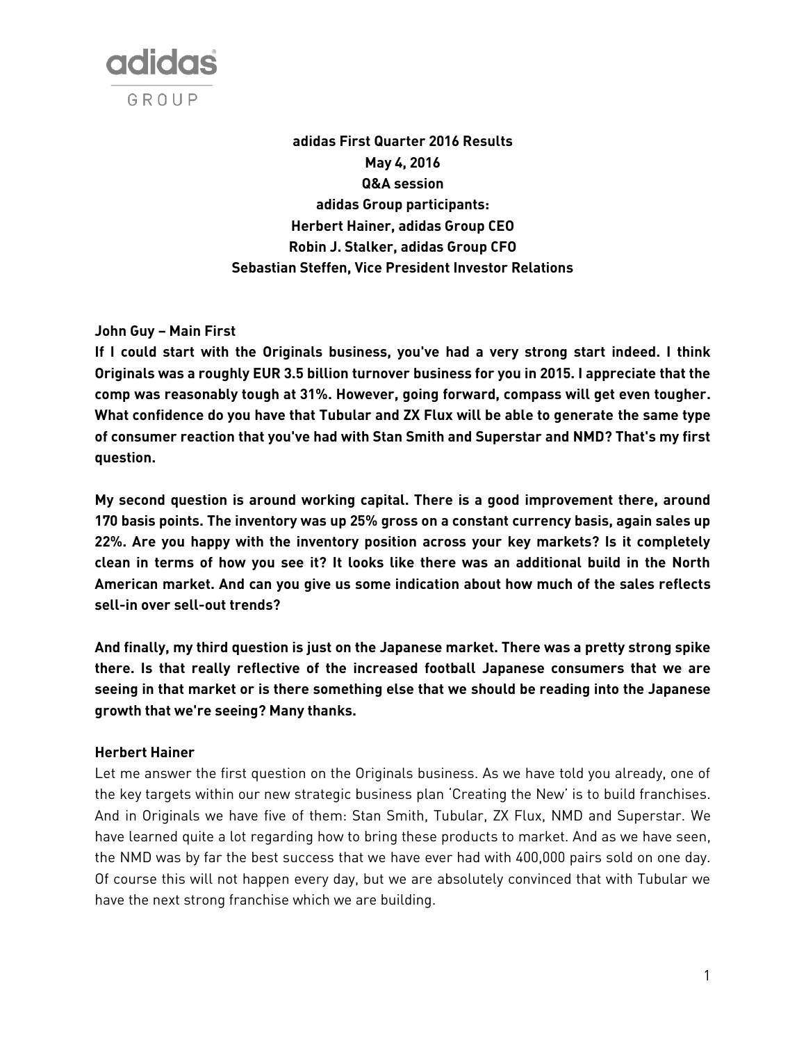**adidas First Quarter 2016 Results**
**May 4, 2016**
**Q&A session**
**adidas Group participants:**
**Herbert Hainer, adidas Group CEO**
**Robin J. Stalker, adidas Group CFO**
**Sebastian Steffen, Vice President Investor Relations**

**John Guy – Main First**
**If I could start with the Originals business, you've had a very strong start indeed. I think Originals was a roughly EUR 3.5 billion turnover business for you in 2015. I appreciate that the comp was reasonably tough at 31%. However, going forward, compass will get even tougher. What confidence do you have that Tubular and ZX Flux will be able to generate the same type of consumer reaction that you've had with Stan Smith and Superstar and NMD? That's my first question.**

**My second question is around working capital. There is a good improvement there, around 170 basis points. The inventory was up 25% gross on a constant currency basis, again sales up 22%. Are you happy with the inventory position across your key markets? Is it completely clean in terms of how you see it? It looks like there was an additional build in the North American market. And can you give us some indication about how much of the sales reflects sell-in over sell-out trends?**

**And finally, my third question is just on the Japanese market. There was a pretty strong spike there. Is that really reflective of the increased football Japanese consumers that we are seeing in that market or is there something else that we should be reading into the Japanese growth that we're seeing? Many thanks.**

**Herbert Hainer**
Let me answer the first question on the Originals business. As we have told you already, one of the key targets within our new strategic business plan 'Creating the New' is to build franchises. And in Originals we have five of them: Stan Smith, Tubular, ZX Flux, NMD and Superstar. We have learned quite a lot regarding how to bring these products to market. And as we have seen, the NMD was by far the best success that we have ever had with 400,000 pairs sold on one day. Of course this will not happen every day, but we are absolutely convinced that with Tubular we have the next strong franchise which we are building.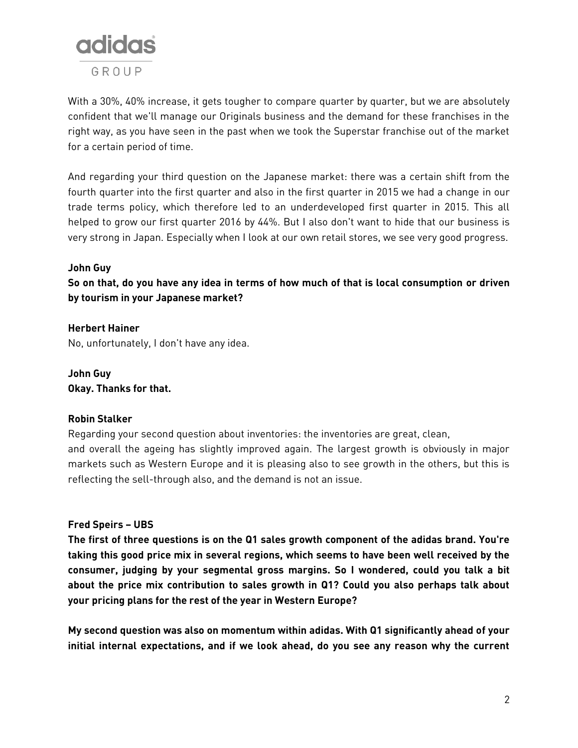With a 30%, 40% increase, it gets tougher to compare quarter by quarter, but we are absolutely confident that we'll manage our Originals business and the demand for these franchises in the right way, as you have seen in the past when we took the Superstar franchise out of the market for a certain period of time.

And regarding your third question on the Japanese market: there was a certain shift from the fourth quarter into the first quarter and also in the first quarter in 2015 we had a change in our trade terms policy, which therefore led to an underdeveloped first quarter in 2015. This all helped to grow our first quarter 2016 by 44%. But I also don't want to hide that our business is very strong in Japan. Especially when I look at our own retail stores, we see very good progress.

**John Guy**

**So on that, do you have any idea in terms of how much of that is local consumption or driven by tourism in your Japanese market?**

**Herbert Hainer**

No, unfortunately, I don't have any idea.

**John Guy**

**Okay. Thanks for that.**

**Robin Stalker**

Regarding your second question about inventories: the inventories are great, clean, and overall the ageing has slightly improved again. The largest growth is obviously in major markets such as Western Europe and it is pleasing also to see growth in the others, but this is reflecting the sell-through also, and the demand is not an issue.

**Fred Speirs – UBS**

**The first of three questions is on the Q1 sales growth component of the adidas brand. You're taking this good price mix in several regions, which seems to have been well received by the consumer, judging by your segmental gross margins. So I wondered, could you talk a bit about the price mix contribution to sales growth in Q1? Could you also perhaps talk about your pricing plans for the rest of the year in Western Europe?**

**My second question was also on momentum within adidas. With Q1 significantly ahead of your initial internal expectations, and if we look ahead, do you see any reason why the current**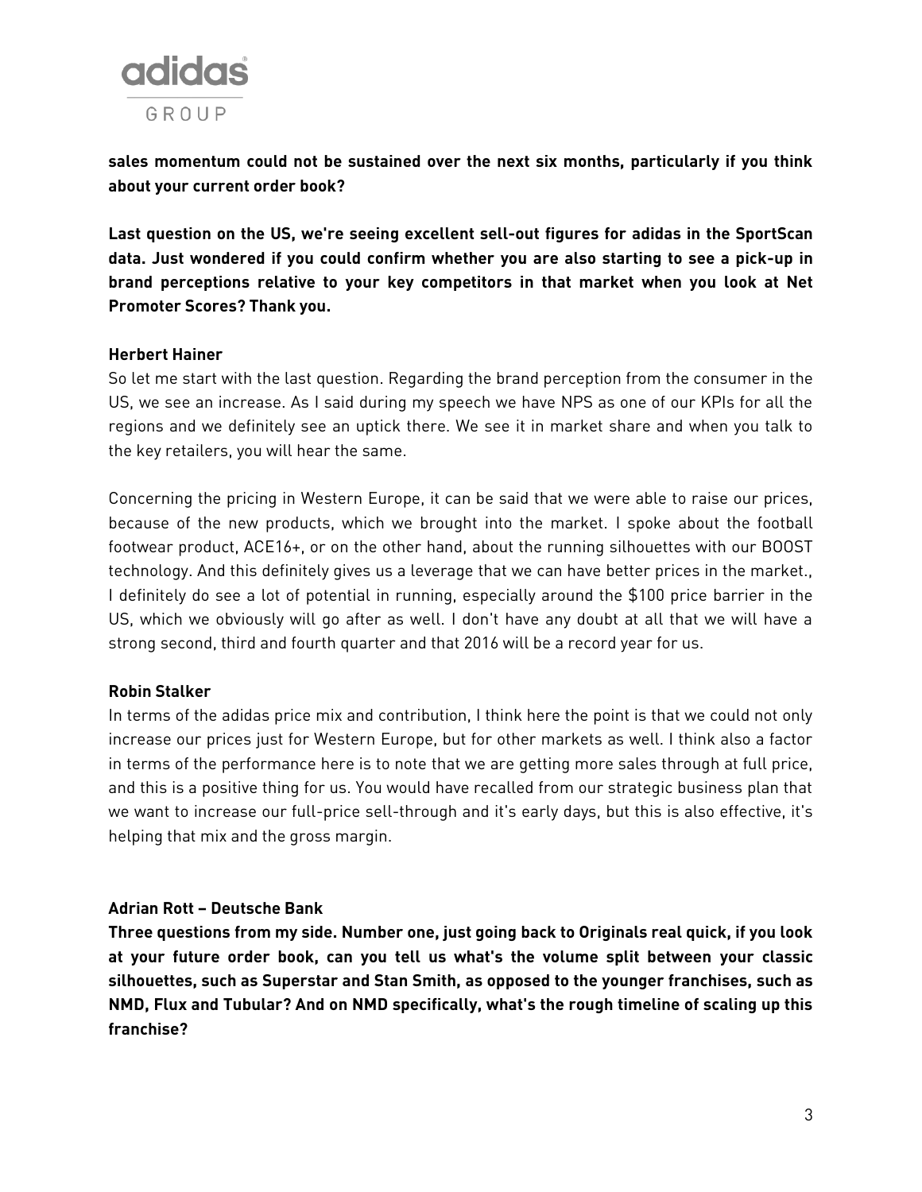**sales momentum could not be sustained over the next six months, particularly if you think about your current order book?**

**Last question on the US, we're seeing excellent sell-out figures for adidas in the SportScan data. Just wondered if you could confirm whether you are also starting to see a pick-up in brand perceptions relative to your key competitors in that market when you look at Net Promoter Scores? Thank you.**

**Herbert Hainer**

So let me start with the last question. Regarding the brand perception from the consumer in the US, we see an increase. As I said during my speech we have NPS as one of our KPIs for all the regions and we definitely see an uptick there. We see it in market share and when you talk to the key retailers, you will hear the same.

Concerning the pricing in Western Europe, it can be said that we were able to raise our prices, because of the new products, which we brought into the market. I spoke about the football footwear product, ACE16+, or on the other hand, about the running silhouettes with our BOOST technology. And this definitely gives us a leverage that we can have better prices in the market., I definitely do see a lot of potential in running, especially around the $100 price barrier in the US, which we obviously will go after as well. I don't have any doubt at all that we will have a strong second, third and fourth quarter and that 2016 will be a record year for us.

**Robin Stalker**

In terms of the adidas price mix and contribution, I think here the point is that we could not only increase our prices just for Western Europe, but for other markets as well. I think also a factor in terms of the performance here is to note that we are getting more sales through at full price, and this is a positive thing for us. You would have recalled from our strategic business plan that we want to increase our full-price sell-through and it's early days, but this is also effective, it's helping that mix and the gross margin.

**Adrian Rott – Deutsche Bank**

**Three questions from my side. Number one, just going back to Originals real quick, if you look at your future order book, can you tell us what's the volume split between your classic silhouettes, such as Superstar and Stan Smith, as opposed to the younger franchises, such as NMD, Flux and Tubular? And on NMD specifically, what's the rough timeline of scaling up this franchise?**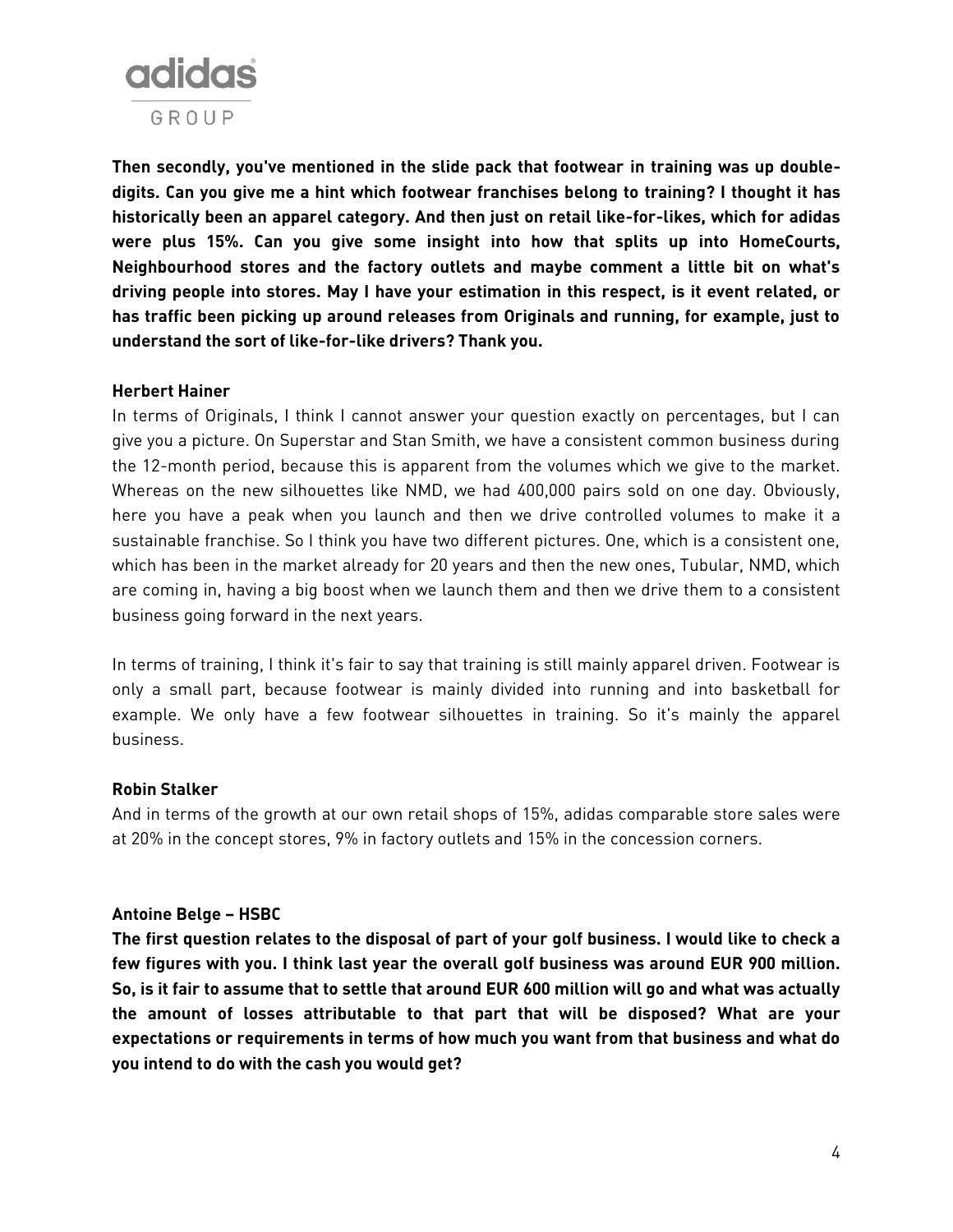**Then secondly, you've mentioned in the slide pack that footwear in training was up double-digits. Can you give me a hint which footwear franchises belong to training? I thought it has historically been an apparel category. And then just on retail like-for-likes, which for adidas were plus 15%. Can you give some insight into how that splits up into HomeCourts, Neighbourhood stores and the factory outlets and maybe comment a little bit on what's driving people into stores. May I have your estimation in this respect, is it event related, or has traffic been picking up around releases from Originals and running, for example, just to understand the sort of like-for-like drivers? Thank you.**

**Herbert Hainer**

In terms of Originals, I think I cannot answer your question exactly on percentages, but I can give you a picture. On Superstar and Stan Smith, we have a consistent common business during the 12-month period, because this is apparent from the volumes which we give to the market. Whereas on the new silhouettes like NMD, we had 400,000 pairs sold on one day. Obviously, here you have a peak when you launch and then we drive controlled volumes to make it a sustainable franchise. So I think you have two different pictures. One, which is a consistent one, which has been in the market already for 20 years and then the new ones, Tubular, NMD, which are coming in, having a big boost when we launch them and then we drive them to a consistent business going forward in the next years.

In terms of training, I think it's fair to say that training is still mainly apparel driven. Footwear is only a small part, because footwear is mainly divided into running and into basketball for example. We only have a few footwear silhouettes in training. So it's mainly the apparel business.

**Robin Stalker**

And in terms of the growth at our own retail shops of 15%, adidas comparable store sales were at 20% in the concept stores, 9% in factory outlets and 15% in the concession corners.

**Antoine Belge – HSBC**

**The first question relates to the disposal of part of your golf business. I would like to check a few figures with you. I think last year the overall golf business was around EUR 900 million. So, is it fair to assume that to settle that around EUR 600 million will go and what was actually the amount of losses attributable to that part that will be disposed? What are your expectations or requirements in terms of how much you want from that business and what do you intend to do with the cash you would get?**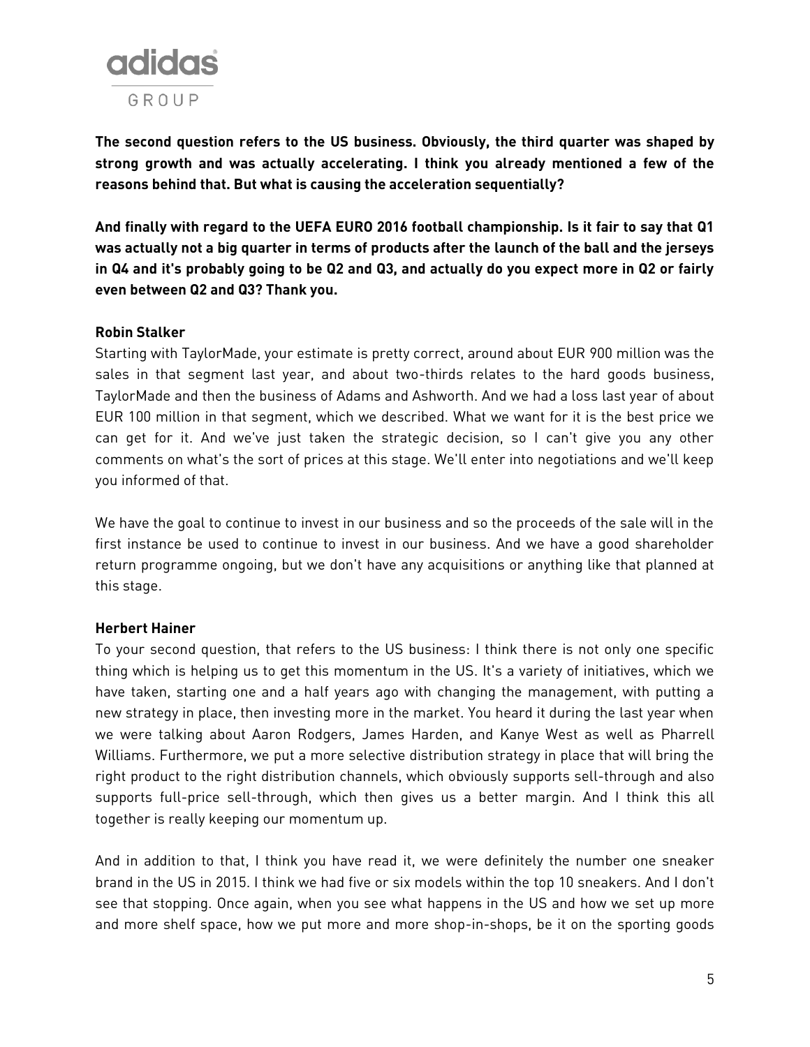**The second question refers to the US business. Obviously, the third quarter was shaped by strong growth and was actually accelerating. I think you already mentioned a few of the reasons behind that. But what is causing the acceleration sequentially?**

**And finally with regard to the UEFA EURO 2016 football championship. Is it fair to say that Q1 was actually not a big quarter in terms of products after the launch of the ball and the jerseys in Q4 and it's probably going to be Q2 and Q3, and actually do you expect more in Q2 or fairly even between Q2 and Q3? Thank you.**

**Robin Stalker**

Starting with TaylorMade, your estimate is pretty correct, around about EUR 900 million was the sales in that segment last year, and about two-thirds relates to the hard goods business, TaylorMade and then the business of Adams and Ashworth. And we had a loss last year of about EUR 100 million in that segment, which we described. What we want for it is the best price we can get for it. And we've just taken the strategic decision, so I can't give you any other comments on what's the sort of prices at this stage. We'll enter into negotiations and we'll keep you informed of that.

We have the goal to continue to invest in our business and so the proceeds of the sale will in the first instance be used to continue to invest in our business. And we have a good shareholder return programme ongoing, but we don't have any acquisitions or anything like that planned at this stage.

**Herbert Hainer**

To your second question, that refers to the US business: I think there is not only one specific thing which is helping us to get this momentum in the US. It's a variety of initiatives, which we have taken, starting one and a half years ago with changing the management, with putting a new strategy in place, then investing more in the market. You heard it during the last year when we were talking about Aaron Rodgers, James Harden, and Kanye West as well as Pharrell Williams. Furthermore, we put a more selective distribution strategy in place that will bring the right product to the right distribution channels, which obviously supports sell-through and also supports full-price sell-through, which then gives us a better margin. And I think this all together is really keeping our momentum up.

And in addition to that, I think you have read it, we were definitely the number one sneaker brand in the US in 2015. I think we had five or six models within the top 10 sneakers. And I don't see that stopping. Once again, when you see what happens in the US and how we set up more and more shelf space, how we put more and more shop-in-shops, be it on the sporting goods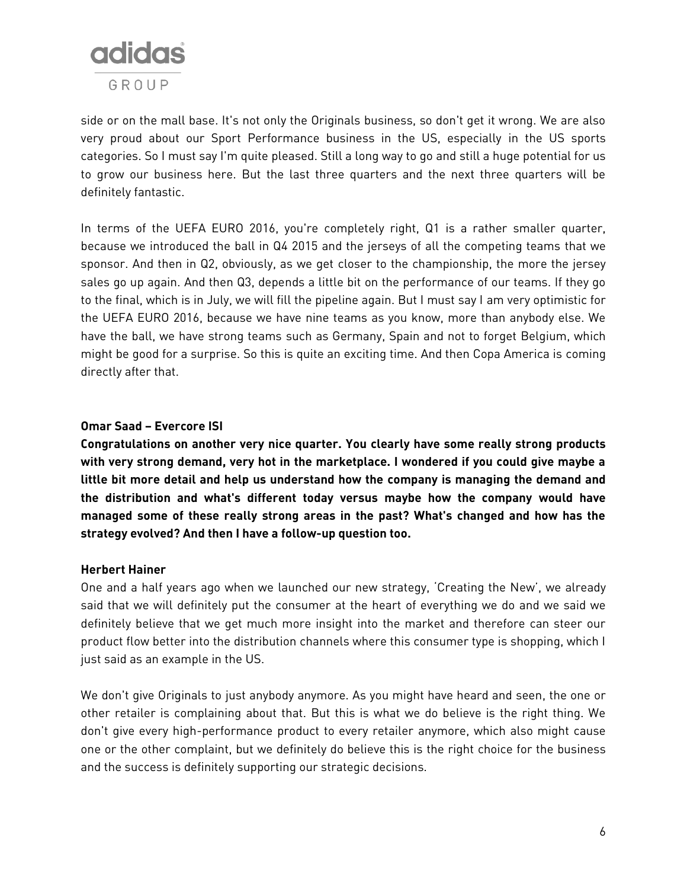side or on the mall base. It's not only the Originals business, so don't get it wrong. We are also very proud about our Sport Performance business in the US, especially in the US sports categories. So I must say I'm quite pleased. Still a long way to go and still a huge potential for us to grow our business here. But the last three quarters and the next three quarters will be definitely fantastic.

In terms of the UEFA EURO 2016, you're completely right, Q1 is a rather smaller quarter, because we introduced the ball in Q4 2015 and the jerseys of all the competing teams that we sponsor. And then in Q2, obviously, as we get closer to the championship, the more the jersey sales go up again. And then Q3, depends a little bit on the performance of our teams. If they go to the final, which is in July, we will fill the pipeline again. But I must say I am very optimistic for the UEFA EURO 2016, because we have nine teams as you know, more than anybody else. We have the ball, we have strong teams such as Germany, Spain and not to forget Belgium, which might be good for a surprise. So this is quite an exciting time. And then Copa America is coming directly after that.

**Omar Saad – Evercore ISI**

**Congratulations on another very nice quarter. You clearly have some really strong products with very strong demand, very hot in the marketplace. I wondered if you could give maybe a little bit more detail and help us understand how the company is managing the demand and the distribution and what's different today versus maybe how the company would have managed some of these really strong areas in the past? What's changed and how has the strategy evolved? And then I have a follow-up question too.**

**Herbert Hainer**

One and a half years ago when we launched our new strategy, 'Creating the New', we already said that we will definitely put the consumer at the heart of everything we do and we said we definitely believe that we get much more insight into the market and therefore can steer our product flow better into the distribution channels where this consumer type is shopping, which I just said as an example in the US.

We don't give Originals to just anybody anymore. As you might have heard and seen, the one or other retailer is complaining about that. But this is what we do believe is the right thing. We don't give every high-performance product to every retailer anymore, which also might cause one or the other complaint, but we definitely do believe this is the right choice for the business and the success is definitely supporting our strategic decisions.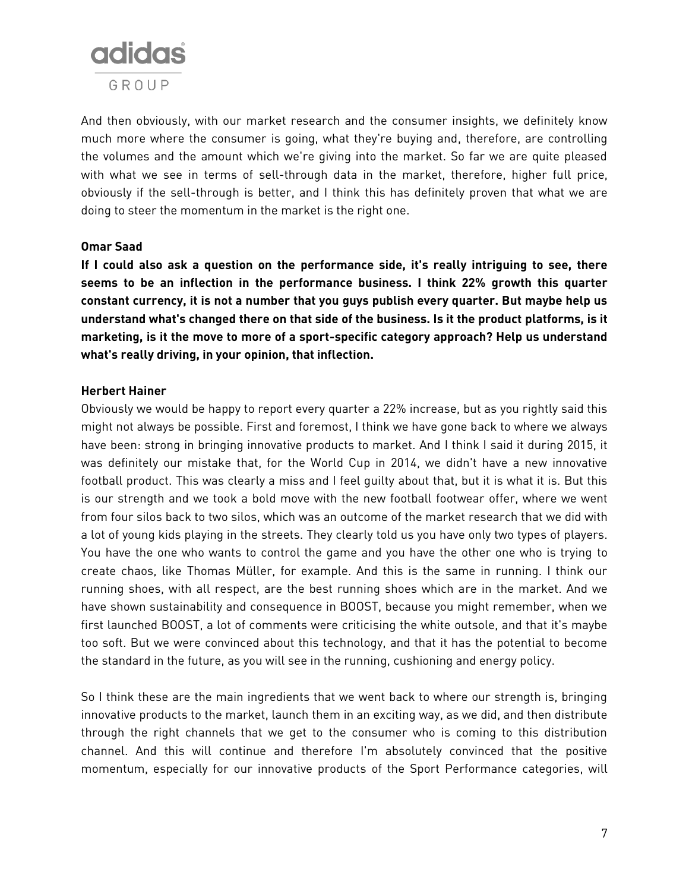And then obviously, with our market research and the consumer insights, we definitely know much more where the consumer is going, what they're buying and, therefore, are controlling the volumes and the amount which we're giving into the market. So far we are quite pleased with what we see in terms of sell-through data in the market, therefore, higher full price, obviously if the sell-through is better, and I think this has definitely proven that what we are doing to steer the momentum in the market is the right one.

**Omar Saad**

**If I could also ask a question on the performance side, it's really intriguing to see, there seems to be an inflection in the performance business. I think 22% growth this quarter constant currency, it is not a number that you guys publish every quarter. But maybe help us understand what's changed there on that side of the business. Is it the product platforms, is it marketing, is it the move to more of a sport-specific category approach? Help us understand what's really driving, in your opinion, that inflection.**

**Herbert Hainer**

Obviously we would be happy to report every quarter a 22% increase, but as you rightly said this might not always be possible. First and foremost, I think we have gone back to where we always have been: strong in bringing innovative products to market. And I think I said it during 2015, it was definitely our mistake that, for the World Cup in 2014, we didn't have a new innovative football product. This was clearly a miss and I feel guilty about that, but it is what it is. But this is our strength and we took a bold move with the new football footwear offer, where we went from four silos back to two silos, which was an outcome of the market research that we did with a lot of young kids playing in the streets. They clearly told us you have only two types of players. You have the one who wants to control the game and you have the other one who is trying to create chaos, like Thomas Müller, for example. And this is the same in running. I think our running shoes, with all respect, are the best running shoes which are in the market. And we have shown sustainability and consequence in BOOST, because you might remember, when we first launched BOOST, a lot of comments were criticising the white outsole, and that it's maybe too soft. But we were convinced about this technology, and that it has the potential to become the standard in the future, as you will see in the running, cushioning and energy policy.

So I think these are the main ingredients that we went back to where our strength is, bringing innovative products to the market, launch them in an exciting way, as we did, and then distribute through the right channels that we get to the consumer who is coming to this distribution channel. And this will continue and therefore I'm absolutely convinced that the positive momentum, especially for our innovative products of the Sport Performance categories, will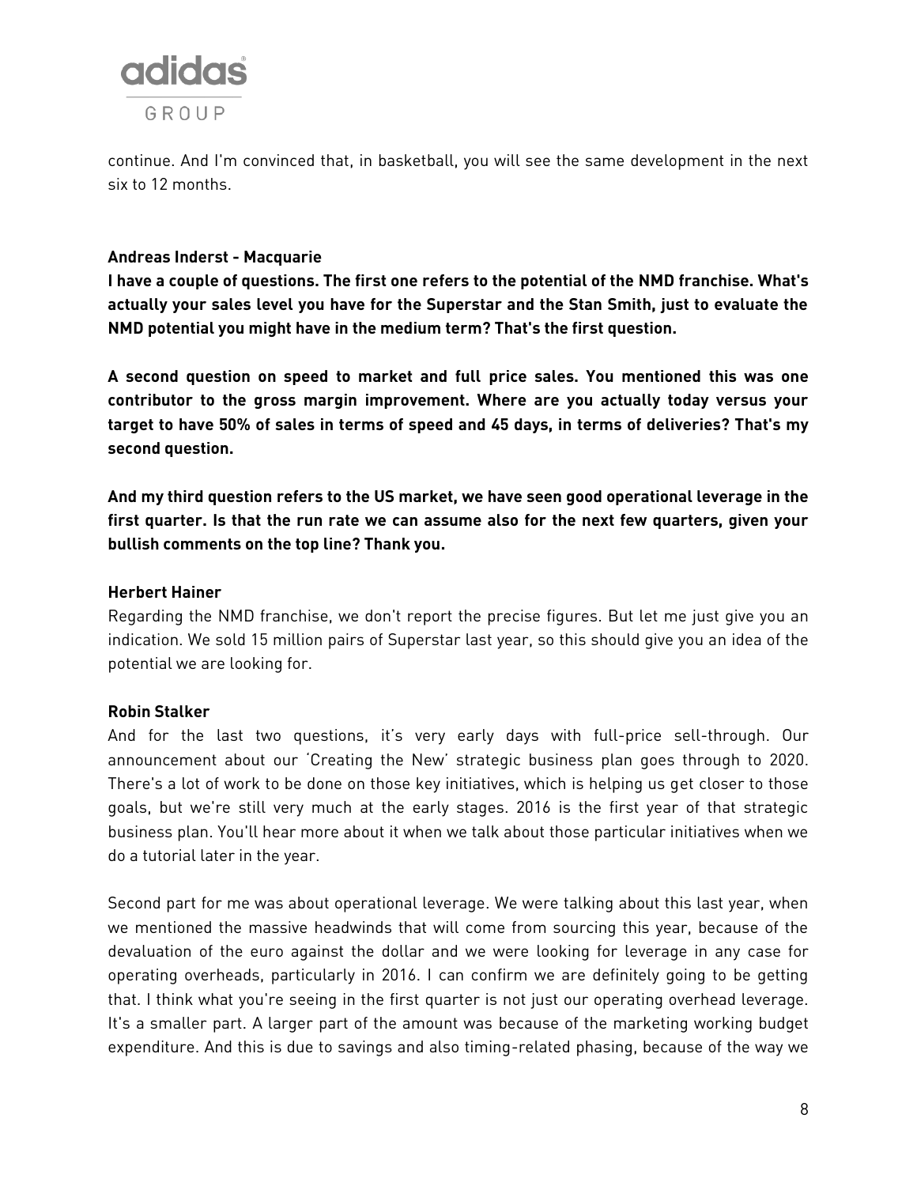continue. And I'm convinced that, in basketball, you will see the same development in the next six to 12 months.

**Andreas Inderst - Macquarie**

**I have a couple of questions. The first one refers to the potential of the NMD franchise. What's actually your sales level you have for the Superstar and the Stan Smith, just to evaluate the NMD potential you might have in the medium term? That's the first question.**

**A second question on speed to market and full price sales. You mentioned this was one contributor to the gross margin improvement. Where are you actually today versus your target to have 50% of sales in terms of speed and 45 days, in terms of deliveries? That's my second question.**

**And my third question refers to the US market, we have seen good operational leverage in the first quarter. Is that the run rate we can assume also for the next few quarters, given your bullish comments on the top line? Thank you.**

**Herbert Hainer**

Regarding the NMD franchise, we don't report the precise figures. But let me just give you an indication. We sold 15 million pairs of Superstar last year, so this should give you an idea of the potential we are looking for.

**Robin Stalker**

And for the last two questions, it's very early days with full-price sell-through. Our announcement about our 'Creating the New' strategic business plan goes through to 2020. There's a lot of work to be done on those key initiatives, which is helping us get closer to those goals, but we're still very much at the early stages. 2016 is the first year of that strategic business plan. You'll hear more about it when we talk about those particular initiatives when we do a tutorial later in the year.

Second part for me was about operational leverage. We were talking about this last year, when we mentioned the massive headwinds that will come from sourcing this year, because of the devaluation of the euro against the dollar and we were looking for leverage in any case for operating overheads, particularly in 2016. I can confirm we are definitely going to be getting that. I think what you're seeing in the first quarter is not just our operating overhead leverage. It's a smaller part. A larger part of the amount was because of the marketing working budget expenditure. And this is due to savings and also timing-related phasing, because of the way we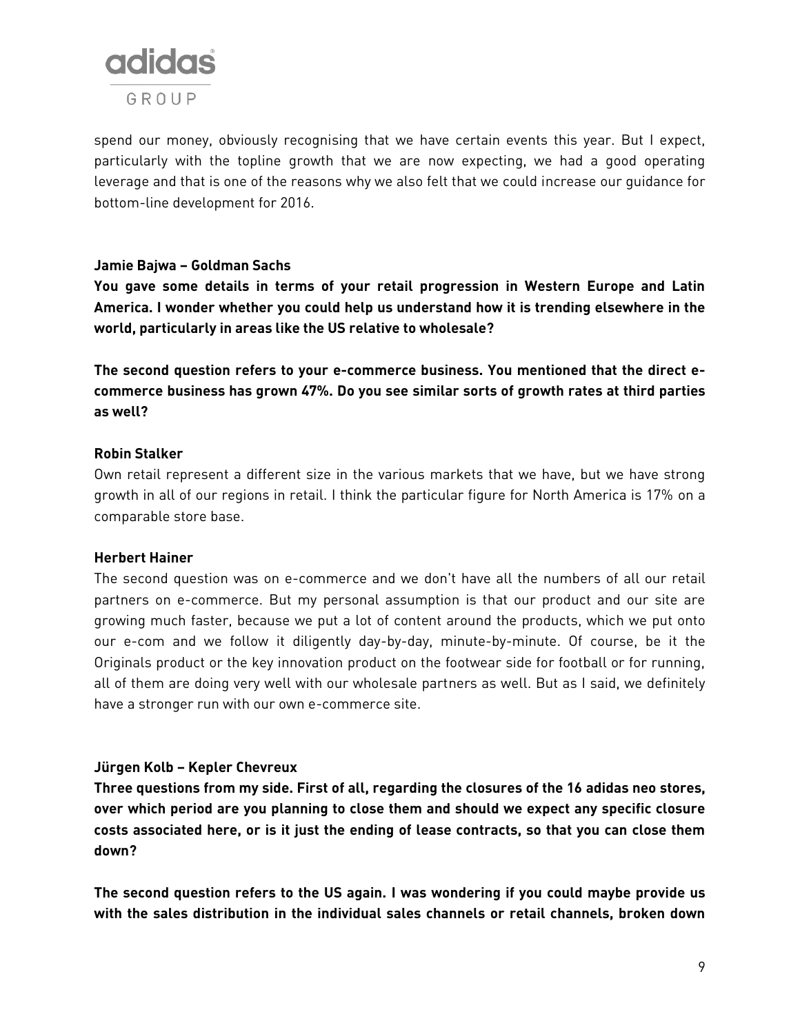spend our money, obviously recognising that we have certain events this year. But I expect, particularly with the topline growth that we are now expecting, we had a good operating leverage and that is one of the reasons why we also felt that we could increase our guidance for bottom-line development for 2016.

**Jamie Bajwa – Goldman Sachs**

**You gave some details in terms of your retail progression in Western Europe and Latin America. I wonder whether you could help us understand how it is trending elsewhere in the world, particularly in areas like the US relative to wholesale?**

**The second question refers to your e-commerce business. You mentioned that the direct e-commerce business has grown 47%. Do you see similar sorts of growth rates at third parties as well?**

**Robin Stalker**

Own retail represent a different size in the various markets that we have, but we have strong growth in all of our regions in retail. I think the particular figure for North America is 17% on a comparable store base.

**Herbert Hainer**

The second question was on e-commerce and we don't have all the numbers of all our retail partners on e-commerce. But my personal assumption is that our product and our site are growing much faster, because we put a lot of content around the products, which we put onto our e-com and we follow it diligently day-by-day, minute-by-minute. Of course, be it the Originals product or the key innovation product on the footwear side for football or for running, all of them are doing very well with our wholesale partners as well. But as I said, we definitely have a stronger run with our own e-commerce site.

**Jürgen Kolb – Kepler Chevreux**

**Three questions from my side. First of all, regarding the closures of the 16 adidas neo stores, over which period are you planning to close them and should we expect any specific closure costs associated here, or is it just the ending of lease contracts, so that you can close them down?**

**The second question refers to the US again. I was wondering if you could maybe provide us with the sales distribution in the individual sales channels or retail channels, broken down**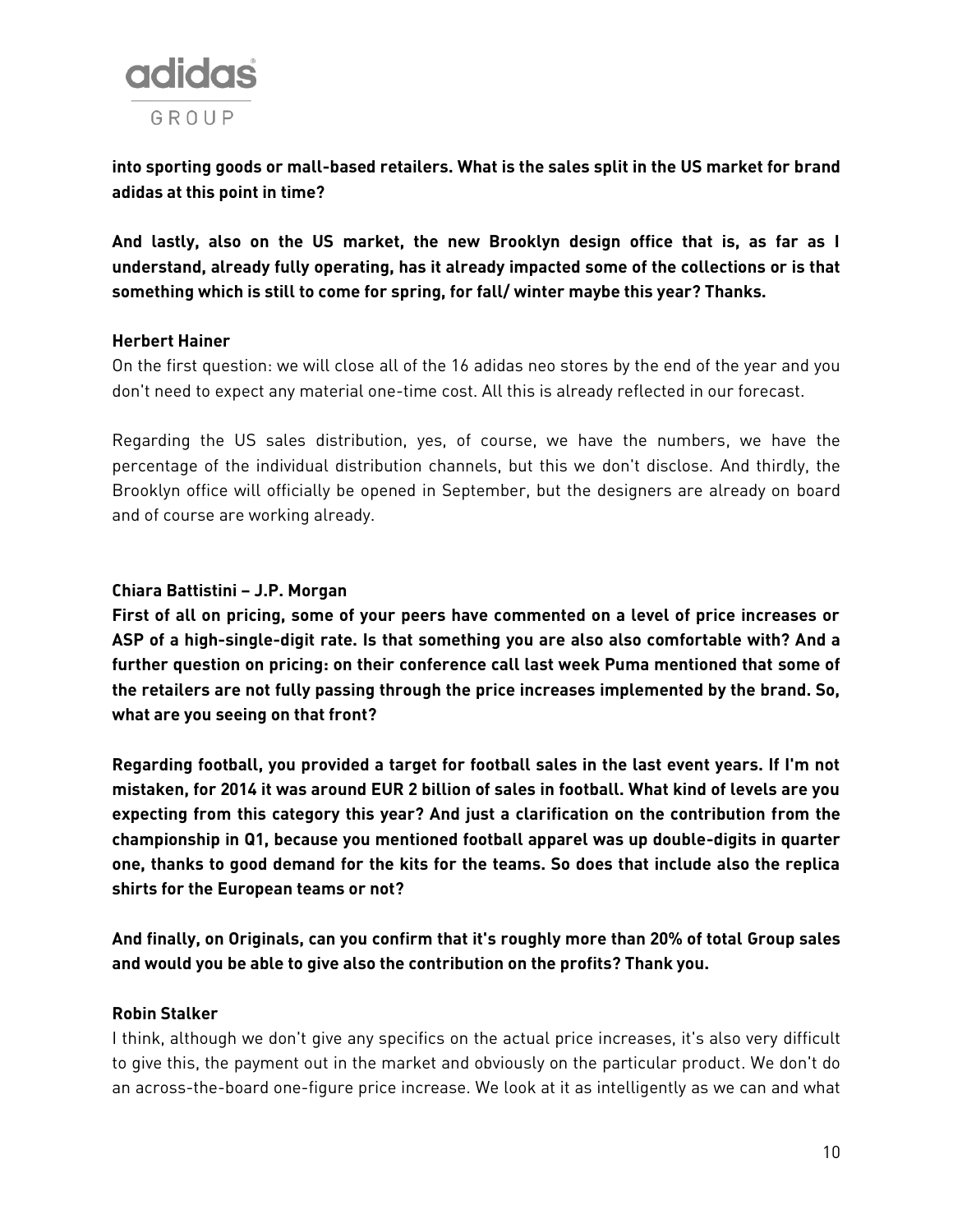**into sporting goods or mall-based retailers. What is the sales split in the US market for brand adidas at this point in time?**

**And lastly, also on the US market, the new Brooklyn design office that is, as far as I understand, already fully operating, has it already impacted some of the collections or is that something which is still to come for spring, for fall/ winter maybe this year? Thanks.**

**Herbert Hainer**

On the first question: we will close all of the 16 adidas neo stores by the end of the year and you don't need to expect any material one-time cost. All this is already reflected in our forecast.

Regarding the US sales distribution, yes, of course, we have the numbers, we have the percentage of the individual distribution channels, but this we don't disclose. And thirdly, the Brooklyn office will officially be opened in September, but the designers are already on board and of course are working already.

**Chiara Battistini – J.P. Morgan**

**First of all on pricing, some of your peers have commented on a level of price increases or ASP of a high-single-digit rate. Is that something you are also also comfortable with? And a further question on pricing: on their conference call last week Puma mentioned that some of the retailers are not fully passing through the price increases implemented by the brand. So, what are you seeing on that front?**

**Regarding football, you provided a target for football sales in the last event years. If I'm not mistaken, for 2014 it was around EUR 2 billion of sales in football. What kind of levels are you expecting from this category this year? And just a clarification on the contribution from the championship in Q1, because you mentioned football apparel was up double-digits in quarter one, thanks to good demand for the kits for the teams. So does that include also the replica shirts for the European teams or not?**

**And finally, on Originals, can you confirm that it's roughly more than 20% of total Group sales and would you be able to give also the contribution on the profits? Thank you.**

**Robin Stalker**

I think, although we don't give any specifics on the actual price increases, it's also very difficult to give this, the payment out in the market and obviously on the particular product. We don't do an across-the-board one-figure price increase. We look at it as intelligently as we can and what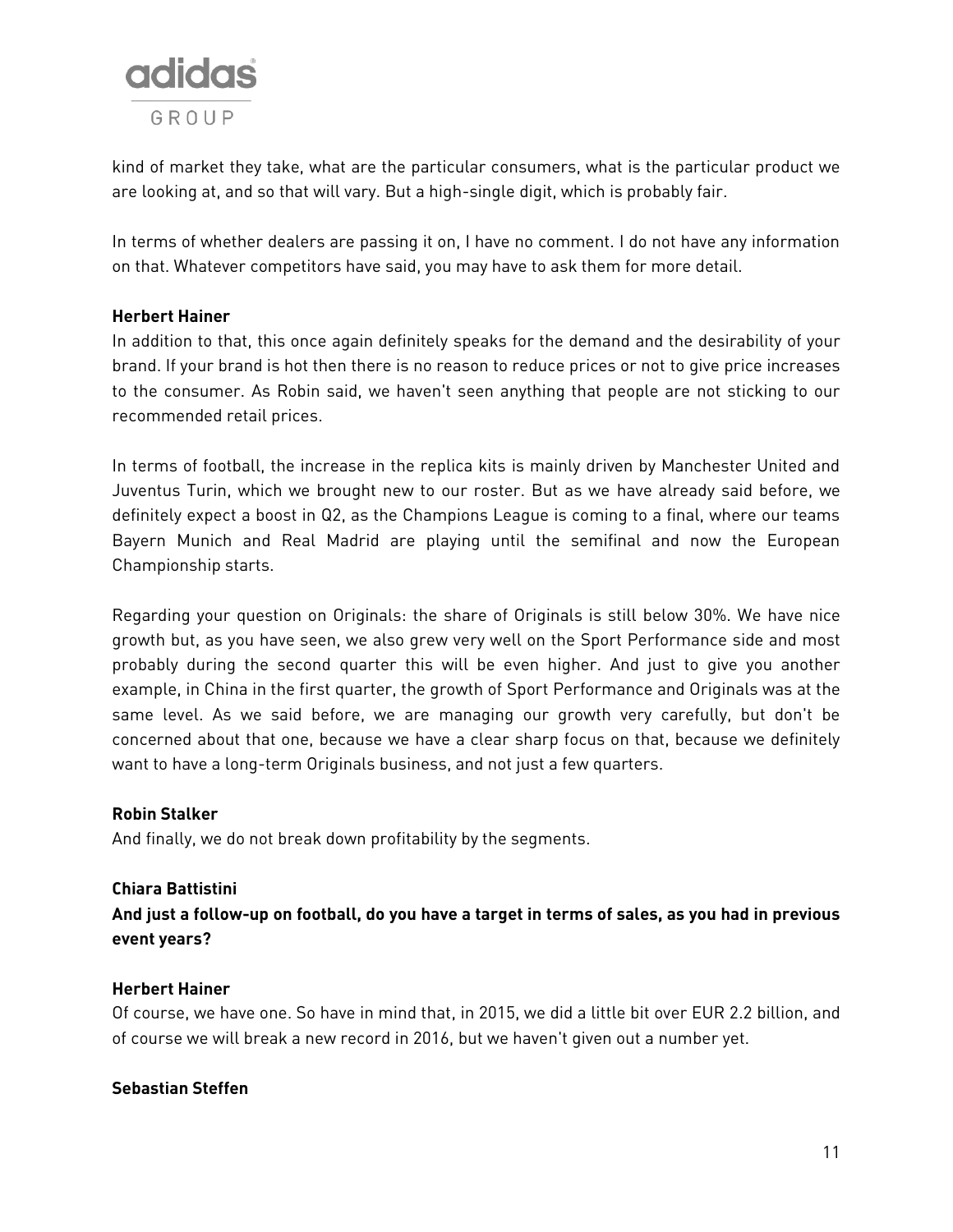kind of market they take, what are the particular consumers, what is the particular product we are looking at, and so that will vary. But a high-single digit, which is probably fair.

In terms of whether dealers are passing it on, I have no comment. I do not have any information on that. Whatever competitors have said, you may have to ask them for more detail.

**Herbert Hainer**

In addition to that, this once again definitely speaks for the demand and the desirability of your brand. If your brand is hot then there is no reason to reduce prices or not to give price increases to the consumer. As Robin said, we haven't seen anything that people are not sticking to our recommended retail prices.

In terms of football, the increase in the replica kits is mainly driven by Manchester United and Juventus Turin, which we brought new to our roster. But as we have already said before, we definitely expect a boost in Q2, as the Champions League is coming to a final, where our teams Bayern Munich and Real Madrid are playing until the semifinal and now the European Championship starts.

Regarding your question on Originals: the share of Originals is still below 30%. We have nice growth but, as you have seen, we also grew very well on the Sport Performance side and most probably during the second quarter this will be even higher. And just to give you another example, in China in the first quarter, the growth of Sport Performance and Originals was at the same level. As we said before, we are managing our growth very carefully, but don't be concerned about that one, because we have a clear sharp focus on that, because we definitely want to have a long-term Originals business, and not just a few quarters.

**Robin Stalker**

And finally, we do not break down profitability by the segments.

**Chiara Battistini**

**And just a follow-up on football, do you have a target in terms of sales, as you had in previous event years?**

**Herbert Hainer**

Of course, we have one. So have in mind that, in 2015, we did a little bit over EUR 2.2 billion, and of course we will break a new record in 2016, but we haven't given out a number yet.

**Sebastian Steffen**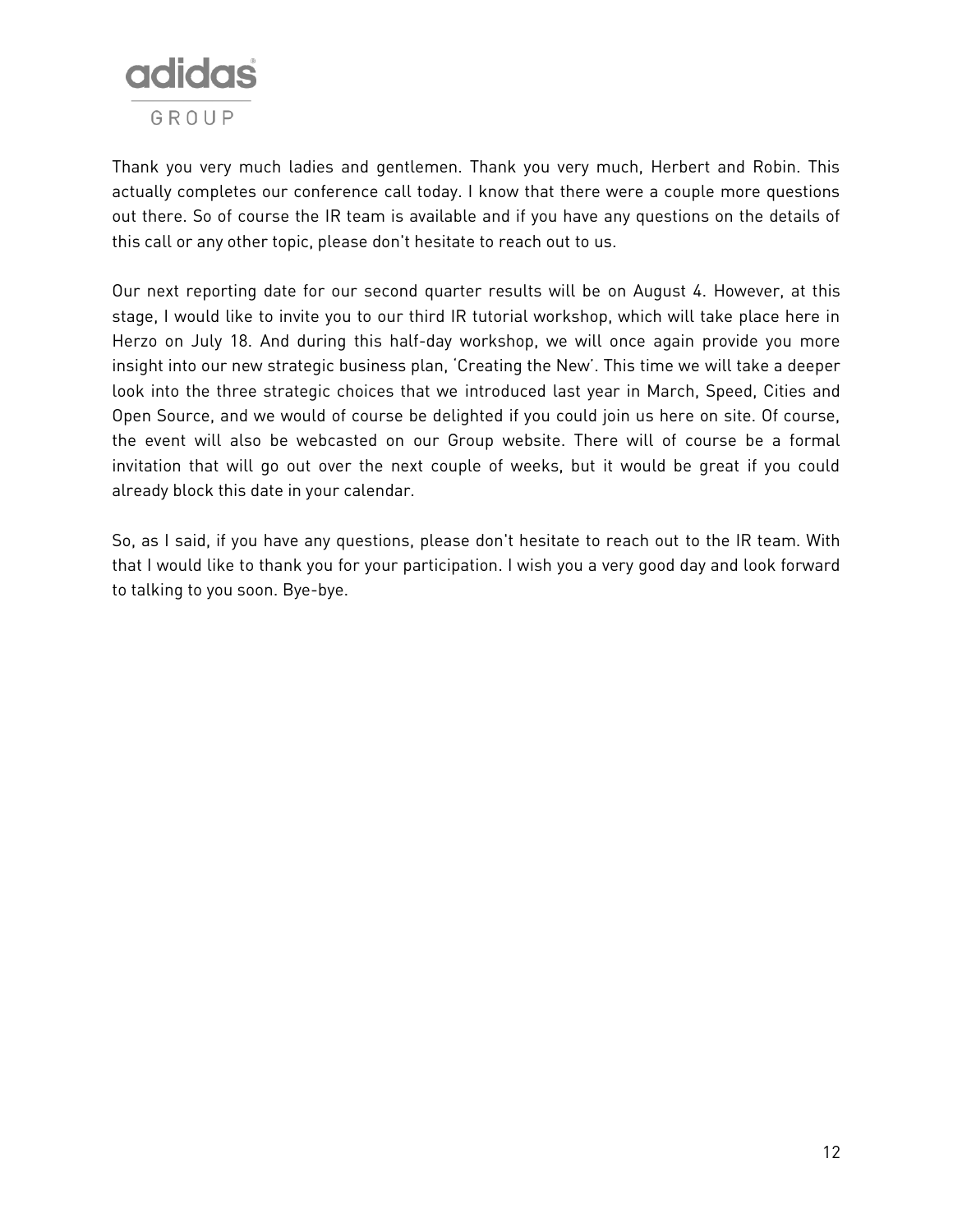Thank you very much ladies and gentlemen. Thank you very much, Herbert and Robin. This actually completes our conference call today. I know that there were a couple more questions out there. So of course the IR team is available and if you have any questions on the details of this call or any other topic, please don't hesitate to reach out to us.

Our next reporting date for our second quarter results will be on August 4. However, at this stage, I would like to invite you to our third IR tutorial workshop, which will take place here in Herzo on July 18. And during this half-day workshop, we will once again provide you more insight into our new strategic business plan, 'Creating the New'. This time we will take a deeper look into the three strategic choices that we introduced last year in March, Speed, Cities and Open Source, and we would of course be delighted if you could join us here on site. Of course, the event will also be webcasted on our Group website. There will of course be a formal invitation that will go out over the next couple of weeks, but it would be great if you could already block this date in your calendar.

So, as I said, if you have any questions, please don't hesitate to reach out to the IR team. With that I would like to thank you for your participation. I wish you a very good day and look forward to talking to you soon. Bye-bye.